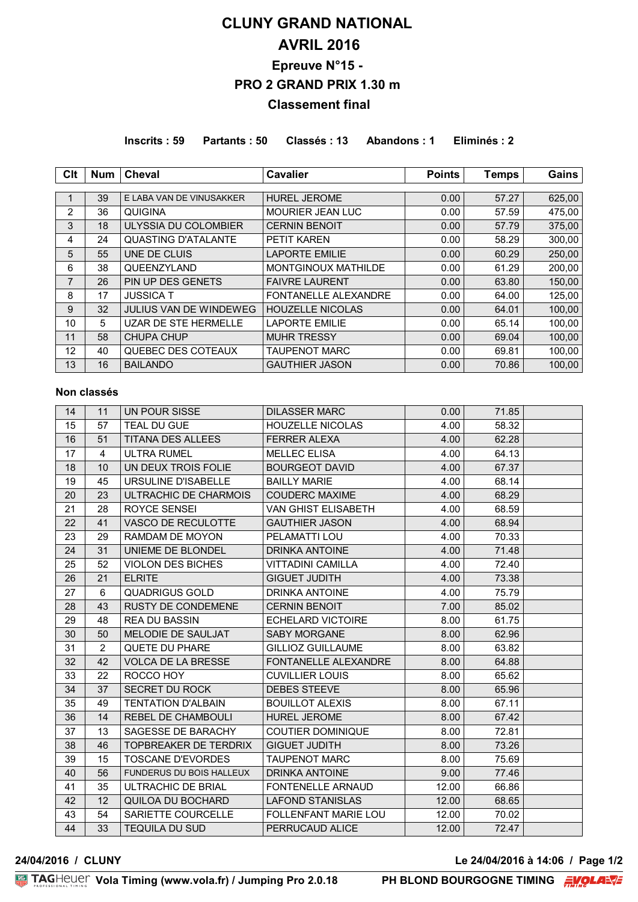# CLUNY GRAND NATIONAL

# AVRIL 2016

## Epreuve N°15 -

## PRO 2 GRAND PRIX 1.30 m

### Classement final

**Inscrits : 59 Partants : 50 Classés : 13 Abandons : 1 Eliminés : 2**

| Clt | Num | Cheval | Cavalier | Points | Temps | Gains |
|---|---|---|---|---|---|---|
| 1 | 39 | E LABA VAN DE VINUSAKKER | HUREL JEROME | 0.00 | 57.27 | 625,00 |
| 2 | 36 | QUIGINA | MOURIER JEAN LUC | 0.00 | 57.59 | 475,00 |
| 3 | 18 | ULYSSIA DU COLOMBIER | CERNIN BENOIT | 0.00 | 57.79 | 375,00 |
| 4 | 24 | QUASTING D'ATALANTE | PETIT KAREN | 0.00 | 58.29 | 300,00 |
| 5 | 55 | UNE DE CLUIS | LAPORTE EMILIE | 0.00 | 60.29 | 250,00 |
| 6 | 38 | QUEENZYLAND | MONTGINOUX MATHILDE | 0.00 | 61.29 | 200,00 |
| 7 | 26 | PIN UP DES GENETS | FAIVRE LAURENT | 0.00 | 63.80 | 150,00 |
| 8 | 17 | JUSSICA T | FONTANELLE ALEXANDRE | 0.00 | 64.00 | 125,00 |
| 9 | 32 | JULIUS VAN DE WINDEWEG | HOUZELLE NICOLAS | 0.00 | 64.01 | 100,00 |
| 10 | 5 | UZAR DE STE HERMELLE | LAPORTE EMILIE | 0.00 | 65.14 | 100,00 |
| 11 | 58 | CHUPA CHUP | MUHR TRESSY | 0.00 | 69.04 | 100,00 |
| 12 | 40 | QUEBEC DES COTEAUX | TAUPENOT MARC | 0.00 | 69.81 | 100,00 |
| 13 | 16 | BAILANDO | GAUTHIER JASON | 0.00 | 70.86 | 100,00 |

**Non classés**

| Clt | Num | Cheval | Cavalier | Points | Temps | Gains |
|---|---|---|---|---|---|---|
| 14 | 11 | UN POUR SISSE | DILASSER MARC | 0.00 | 71.85 | |
| 15 | 57 | TEAL DU GUE | HOUZELLE NICOLAS | 4.00 | 58.32 | |
| 16 | 51 | TITANA DES ALLEES | FERRER ALEXA | 4.00 | 62.28 | |
| 17 | 4 | ULTRA RUMEL | MELLEC ELISA | 4.00 | 64.13 | |
| 18 | 10 | UN DEUX TROIS FOLIE | BOURGEOT DAVID | 4.00 | 67.37 | |
| 19 | 45 | URSULINE D'ISABELLE | BAILLY MARIE | 4.00 | 68.14 | |
| 20 | 23 | ULTRACHIC DE CHARMOIS | COUDERC MAXIME | 4.00 | 68.29 | |
| 21 | 28 | ROYCE SENSEI | VAN GHIST ELISABETH | 4.00 | 68.59 | |
| 22 | 41 | VASCO DE RECULOTTE | GAUTHIER JASON | 4.00 | 68.94 | |
| 23 | 29 | RAMDAM DE MOYON | PELAMATTI LOU | 4.00 | 70.33 | |
| 24 | 31 | UNIEME DE BLONDEL | DRINKA ANTOINE | 4.00 | 71.48 | |
| 25 | 52 | VIOLON DES BICHES | VITTADINI CAMILLA | 4.00 | 72.40 | |
| 26 | 21 | ELRITE | GIGUET JUDITH | 4.00 | 73.38 | |
| 27 | 6 | QUADRIGUS GOLD | DRINKA ANTOINE | 4.00 | 75.79 | |
| 28 | 43 | RUSTY DE CONDEMENE | CERNIN BENOIT | 7.00 | 85.02 | |
| 29 | 48 | REA DU BASSIN | ECHELARD VICTOIRE | 8.00 | 61.75 | |
| 30 | 50 | MELODIE DE SAULJAT | SABY MORGANE | 8.00 | 62.96 | |
| 31 | 2 | QUETE DU PHARE | GILLIOZ GUILLAUME | 8.00 | 63.82 | |
| 32 | 42 | VOLCA DE LA BRESSE | FONTANELLE ALEXANDRE | 8.00 | 64.88 | |
| 33 | 22 | ROCCO HOY | CUVILLIER LOUIS | 8.00 | 65.62 | |
| 34 | 37 | SECRET DU ROCK | DEBES STEEVE | 8.00 | 65.96 | |
| 35 | 49 | TENTATION D'ALBAIN | BOUILLOT ALEXIS | 8.00 | 67.11 | |
| 36 | 14 | REBEL DE CHAMBOULI | HUREL JEROME | 8.00 | 67.42 | |
| 37 | 13 | SAGESSE DE BARACHY | COUTIER DOMINIQUE | 8.00 | 72.81 | |
| 38 | 46 | TOPBREAKER DE TERDRIX | GIGUET JUDITH | 8.00 | 73.26 | |
| 39 | 15 | TOSCANE D'EVORDES | TAUPENOT MARC | 8.00 | 75.69 | |
| 40 | 56 | FUNDERUS DU BOIS HALLEUX | DRINKA ANTOINE | 9.00 | 77.46 | |
| 41 | 35 | ULTRACHIC DE BRIAL | FONTENELLE ARNAUD | 12.00 | 66.86 | |
| 42 | 12 | QUILOA DU BOCHARD | LAFOND STANISLAS | 12.00 | 68.65 | |
| 43 | 54 | SARIETTE COURCELLE | FOLLENFANT MARIE LOU | 12.00 | 70.02 | |
| 44 | 33 | TEQUILA DU SUD | PERRUCAUD ALICE | 12.00 | 72.47 | |

**24/04/2016 / CLUNY** Le 24/04/2016 à 14:06

TAGHeuer Vola Timing (www.vola.fr) / Jumping Pro 2.0.18 — PH BLOND BOURGOGNE TIMING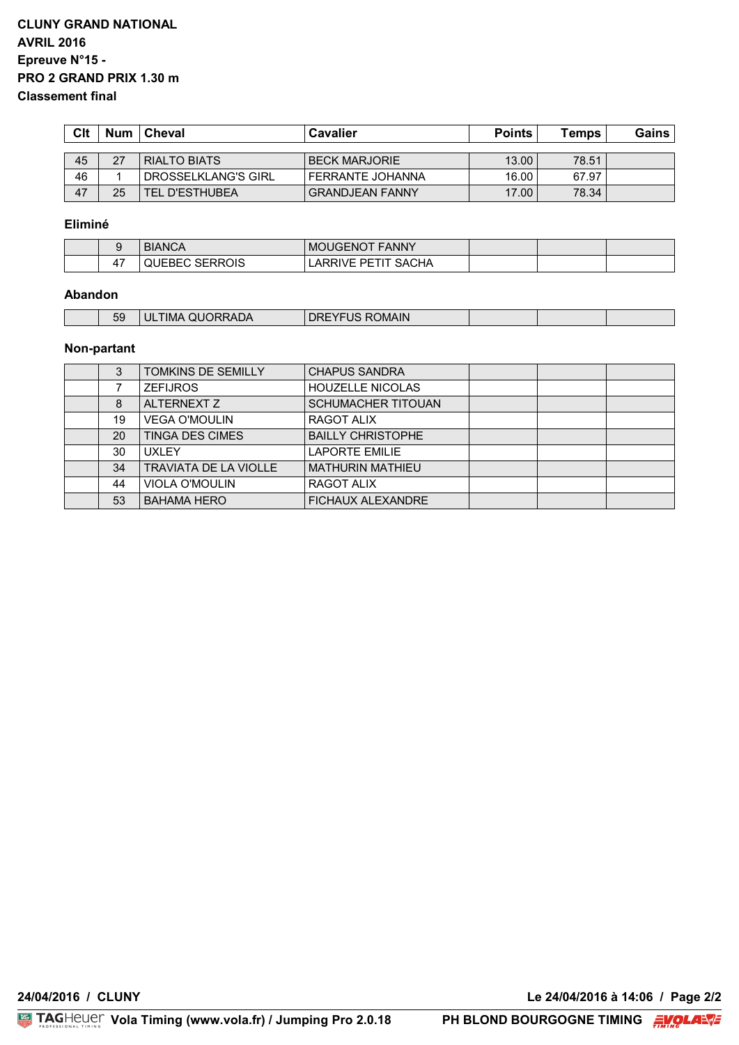**CLUNY GRAND NATIONAL**
**AVRIL 2016**
**Epreuve N°15 -**
**PRO 2 GRAND PRIX 1.30 m**
**Classement final**

| Clt | Num | Cheval | Cavalier | Points | Temps | Gains |
|---|---|---|---|---|---|---|
| 45 | 27 | RIALTO BIATS | BECK MARJORIE | 13.00 | 78.51 | |
| 46 | 1 | DROSSELKLANG'S GIRL | FERRANTE JOHANNA | 16.00 | 67.97 | |
| 47 | 25 | TEL D'ESTHUBEA | GRANDJEAN FANNY | 17.00 | 78.34 | |

**Eliminé**

| | | | | | | |
|---|---|---|---|---|---|---|
| | 9 | BIANCA | MOUGENOT FANNY | | | |
| | 47 | QUEBEC SERROIS | LARRIVE PETIT SACHA | | | |

**Abandon**

| | | | | | | |
|---|---|---|---|---|---|---|
| | 59 | ULTIMA QUORRADA | DREYFUS ROMAIN | | | |

**Non-partant**

| | | | | | | |
|---|---|---|---|---|---|---|
| | 3 | TOMKINS DE SEMILLY | CHAPUS SANDRA | | | |
| | 7 | ZEFIJROS | HOUZELLE NICOLAS | | | |
| | 8 | ALTERNEXT Z | SCHUMACHER TITOUAN | | | |
| | 19 | VEGA O'MOULIN | RAGOT ALIX | | | |
| | 20 | TINGA DES CIMES | BAILLY CHRISTOPHE | | | |
| | 30 | UXLEY | LAPORTE EMILIE | | | |
| | 34 | TRAVIATA DE LA VIOLLE | MATHURIN MATHIEU | | | |
| | 44 | VIOLA O'MOULIN | RAGOT ALIX | | | |
| | 53 | BAHAMA HERO | FICHAUX ALEXANDRE | | | |